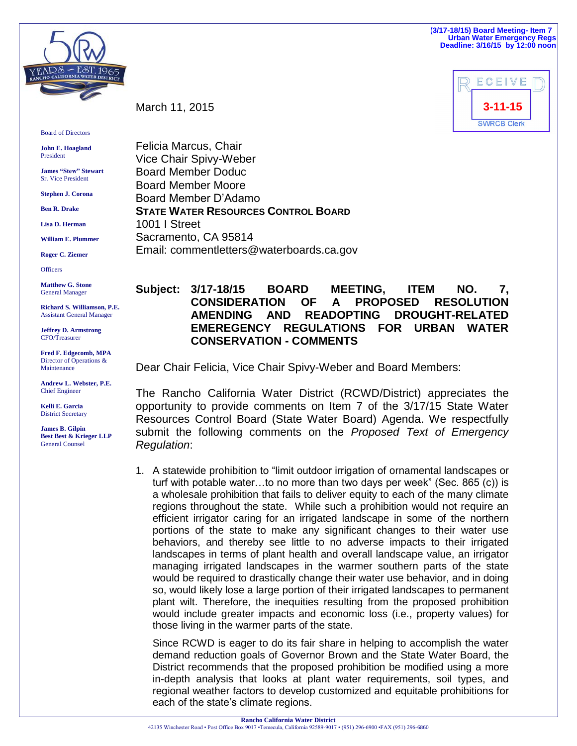(3/17-18/15) Board Meeting- Item 7
Urban Water Emergency Regs
Deadline: 3/16/15 by 12:00 noon

RECEIVED
3-11-15
SWRCB Clerk

Board of Directors

**John E. Hoagland**
President

**James "Stew" Stewart**
Sr. Vice President

**Stephen J. Corona**

**Ben R. Drake**

**Lisa D. Herman**

**William E. Plummer**

**Roger C. Ziemer**

Officers

**Matthew G. Stone**
General Manager

**Richard S. Williamson, P.E.**
Assistant General Manager

**Jeffrey D. Armstrong**
CFO/Treasurer

**Fred F. Edgecomb, MPA**
Director of Operations & Maintenance

**Andrew L. Webster, P.E.**
Chief Engineer

**Kelli E. Garcia**
District Secretary

**James B. Gilpin**
**Best Best & Krieger LLP**
General Counsel

March 11, 2015

Felicia Marcus, Chair
Vice Chair Spivy-Weber
Board Member Doduc
Board Member Moore
Board Member D'Adamo
**STATE WATER RESOURCES CONTROL BOARD**
1001 I Street
Sacramento, CA 95814
Email: commentletters@waterboards.ca.gov

**Subject: 3/17-18/15 BOARD MEETING, ITEM NO. 7, CONSIDERATION OF A PROPOSED RESOLUTION AMENDING AND READOPTING DROUGHT-RELATED EMEREGENCY REGULATIONS FOR URBAN WATER CONSERVATION - COMMENTS**

Dear Chair Felicia, Vice Chair Spivy-Weber and Board Members:

The Rancho California Water District (RCWD/District) appreciates the opportunity to provide comments on Item 7 of the 3/17/15 State Water Resources Control Board (State Water Board) Agenda. We respectfully submit the following comments on the *Proposed Text of Emergency Regulation*:

1. A statewide prohibition to "limit outdoor irrigation of ornamental landscapes or turf with potable water…to no more than two days per week" (Sec. 865 (c)) is a wholesale prohibition that fails to deliver equity to each of the many climate regions throughout the state. While such a prohibition would not require an efficient irrigator caring for an irrigated landscape in some of the northern portions of the state to make any significant changes to their water use behaviors, and thereby see little to no adverse impacts to their irrigated landscapes in terms of plant health and overall landscape value, an irrigator managing irrigated landscapes in the warmer southern parts of the state would be required to drastically change their water use behavior, and in doing so, would likely lose a large portion of their irrigated landscapes to permanent plant wilt. Therefore, the inequities resulting from the proposed prohibition would include greater impacts and economic loss (i.e., property values) for those living in the warmer parts of the state.

   Since RCWD is eager to do its fair share in helping to accomplish the water demand reduction goals of Governor Brown and the State Water Board, the District recommends that the proposed prohibition be modified using a more in-depth analysis that looks at plant water requirements, soil types, and regional weather factors to develop customized and equitable prohibitions for each of the state's climate regions.

Rancho California Water District
42135 Winchester Road • Post Office Box 9017 •Temecula, California 92589-9017 • (951) 296-6900 •FAX (951) 296-6860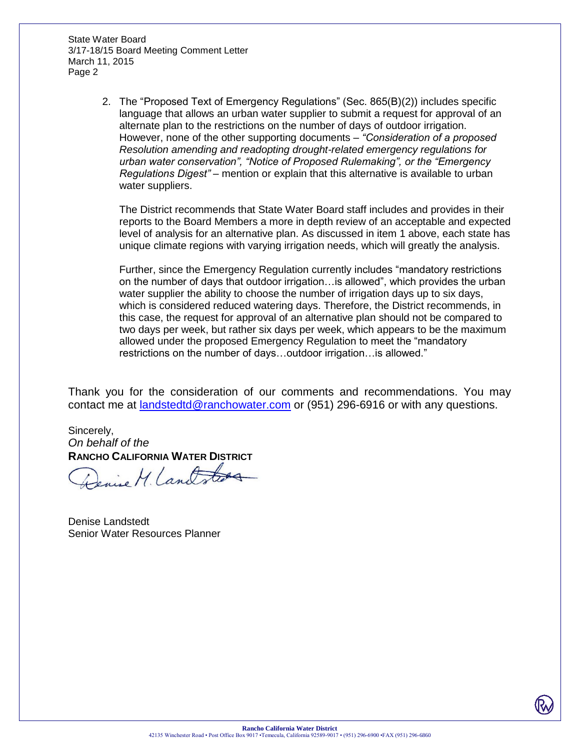2. The "Proposed Text of Emergency Regulations" (Sec. 865(B)(2)) includes specific language that allows an urban water supplier to submit a request for approval of an alternate plan to the restrictions on the number of days of outdoor irrigation. However, none of the other supporting documents – *"Consideration of a proposed Resolution amending and readopting drought-related emergency regulations for urban water conservation", "Notice of Proposed Rulemaking", or the "Emergency Regulations Digest"* – mention or explain that this alternative is available to urban water suppliers.

   The District recommends that State Water Board staff includes and provides in their reports to the Board Members a more in depth review of an acceptable and expected level of analysis for an alternative plan. As discussed in item 1 above, each state has unique climate regions with varying irrigation needs, which will greatly the analysis.

   Further, since the Emergency Regulation currently includes "mandatory restrictions on the number of days that outdoor irrigation…is allowed", which provides the urban water supplier the ability to choose the number of irrigation days up to six days, which is considered reduced watering days. Therefore, the District recommends, in this case, the request for approval of an alternative plan should not be compared to two days per week, but rather six days per week, which appears to be the maximum allowed under the proposed Emergency Regulation to meet the "mandatory restrictions on the number of days…outdoor irrigation…is allowed."

Thank you for the consideration of our comments and recommendations. You may contact me at landstedtd@ranchowater.com or (951) 296-6916 or with any questions.

Sincerely,
*On behalf of the*
**RANCHO CALIFORNIA WATER DISTRICT**

Denise M. Landstedt

Denise Landstedt
Senior Water Resources Planner

**Rancho California Water District**
42135 Winchester Road • Post Office Box 9017 •Temecula, California 92589-9017 • (951) 296-6900 •FAX (951) 296-6860